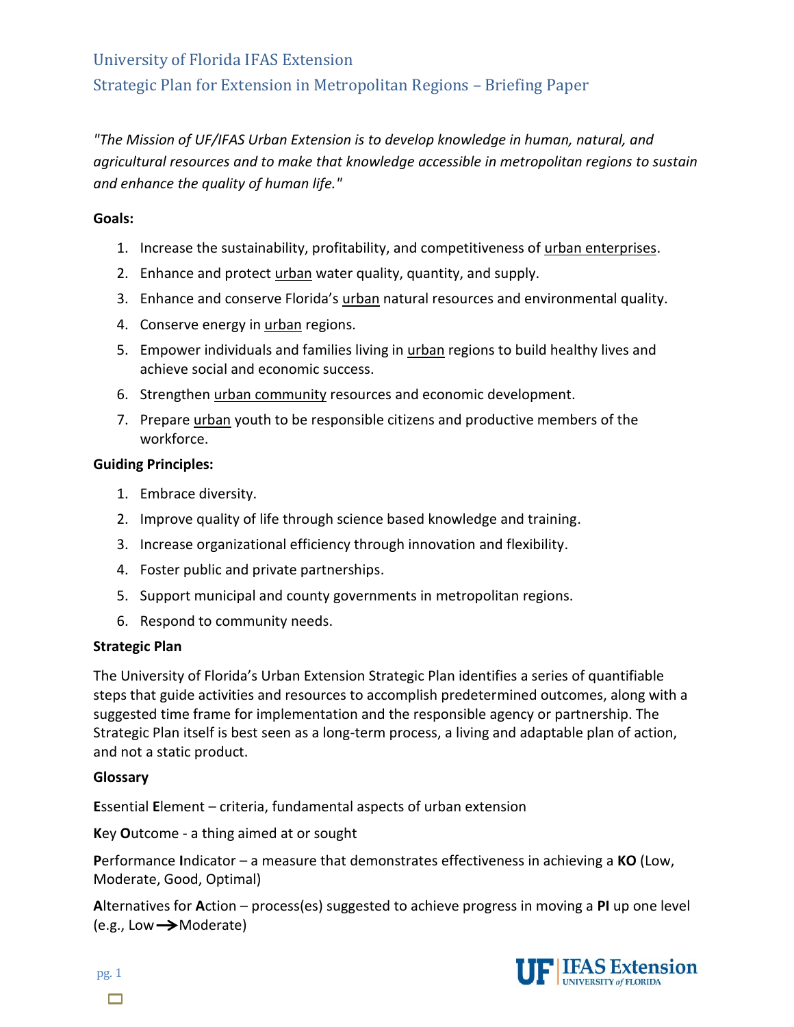# University of Florida IFAS Extension

## Strategic Plan for Extension in Metropolitan Regions – Briefing Paper

*"The Mission of UF/IFAS Urban Extension is to develop knowledge in human, natural, and agricultural resources and to make that knowledge accessible in metropolitan regions to sustain and enhance the quality of human life."*

**Goals:**

1. Increase the sustainability, profitability, and competitiveness of <u>urban enterprises</u>.
2. Enhance and protect <u>urban</u> water quality, quantity, and supply.
3. Enhance and conserve Florida's <u>urban</u> natural resources and environmental quality.
4. Conserve energy in <u>urban</u> regions.
5. Empower individuals and families living in <u>urban</u> regions to build healthy lives and achieve social and economic success.
6. Strengthen <u>urban community</u> resources and economic development.
7. Prepare <u>urban</u> youth to be responsible citizens and productive members of the workforce.

**Guiding Principles:**

1. Embrace diversity.
2. Improve quality of life through science based knowledge and training.
3. Increase organizational efficiency through innovation and flexibility.
4. Foster public and private partnerships.
5. Support municipal and county governments in metropolitan regions.
6. Respond to community needs.

**Strategic Plan**

The University of Florida's Urban Extension Strategic Plan identifies a series of quantifiable steps that guide activities and resources to accomplish predetermined outcomes, along with a suggested time frame for implementation and the responsible agency or partnership. The Strategic Plan itself is best seen as a long-term process, a living and adaptable plan of action, and not a static product.

**Glossary**

**E**ssential **E**lement – criteria, fundamental aspects of urban extension

**K**ey **O**utcome - a thing aimed at or sought

**P**erformance **I**ndicator – a measure that demonstrates effectiveness in achieving a **KO** (Low, Moderate, Good, Optimal)

**A**lternatives for **A**ction – process(es) suggested to achieve progress in moving a **PI** up one level (e.g., Low→Moderate)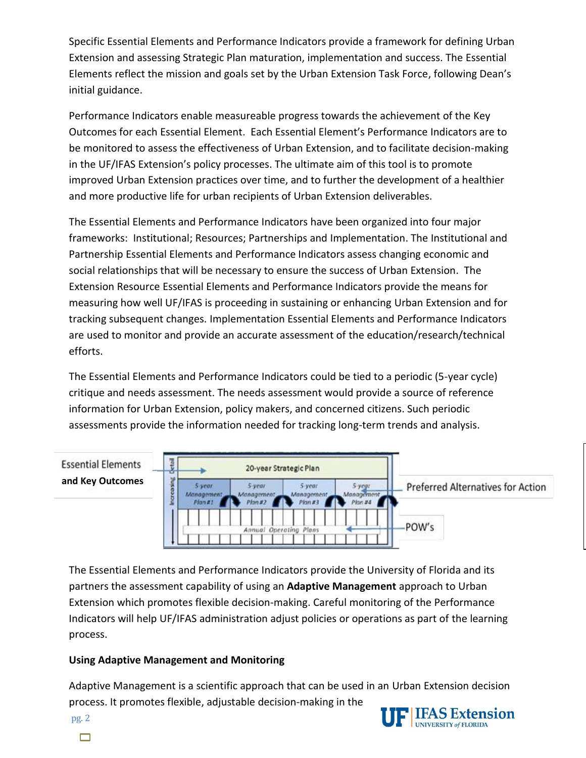Specific Essential Elements and Performance Indicators provide a framework for defining Urban Extension and assessing Strategic Plan maturation, implementation and success. The Essential Elements reflect the mission and goals set by the Urban Extension Task Force, following Dean's initial guidance.

Performance Indicators enable measureable progress towards the achievement of the Key Outcomes for each Essential Element. Each Essential Element's Performance Indicators are to be monitored to assess the effectiveness of Urban Extension, and to facilitate decision-making in the UF/IFAS Extension's policy processes. The ultimate aim of this tool is to promote improved Urban Extension practices over time, and to further the development of a healthier and more productive life for urban recipients of Urban Extension deliverables.

The Essential Elements and Performance Indicators have been organized into four major frameworks: Institutional; Resources; Partnerships and Implementation. The Institutional and Partnership Essential Elements and Performance Indicators assess changing economic and social relationships that will be necessary to ensure the success of Urban Extension. The Extension Resource Essential Elements and Performance Indicators provide the means for measuring how well UF/IFAS is proceeding in sustaining or enhancing Urban Extension and for tracking subsequent changes. Implementation Essential Elements and Performance Indicators are used to monitor and provide an accurate assessment of the education/research/technical efforts.

The Essential Elements and Performance Indicators could be tied to a periodic (5-year cycle) critique and needs assessment. The needs assessment would provide a source of reference information for Urban Extension, policy makers, and concerned citizens. Such periodic assessments provide the information needed for tracking long-term trends and analysis.

Essential Elements **and Key Outcomes**

Increasing Detail

20-year Strategic Plan

5-year Management Plan #1 | 5-year Management Plan #2 | 5-year Management Plan #3 | 5-year Management Plan #4

Annual Operating Plans

Preferred Alternatives for Action

POW's

The Essential Elements and Performance Indicators provide the University of Florida and its partners the assessment capability of using an **Adaptive Management** approach to Urban Extension which promotes flexible decision-making. Careful monitoring of the Performance Indicators will help UF/IFAS administration adjust policies or operations as part of the learning process.

**Using Adaptive Management and Monitoring**

Adaptive Management is a scientific approach that can be used in an Urban Extension decision process. It promotes flexible, adjustable decision-making in the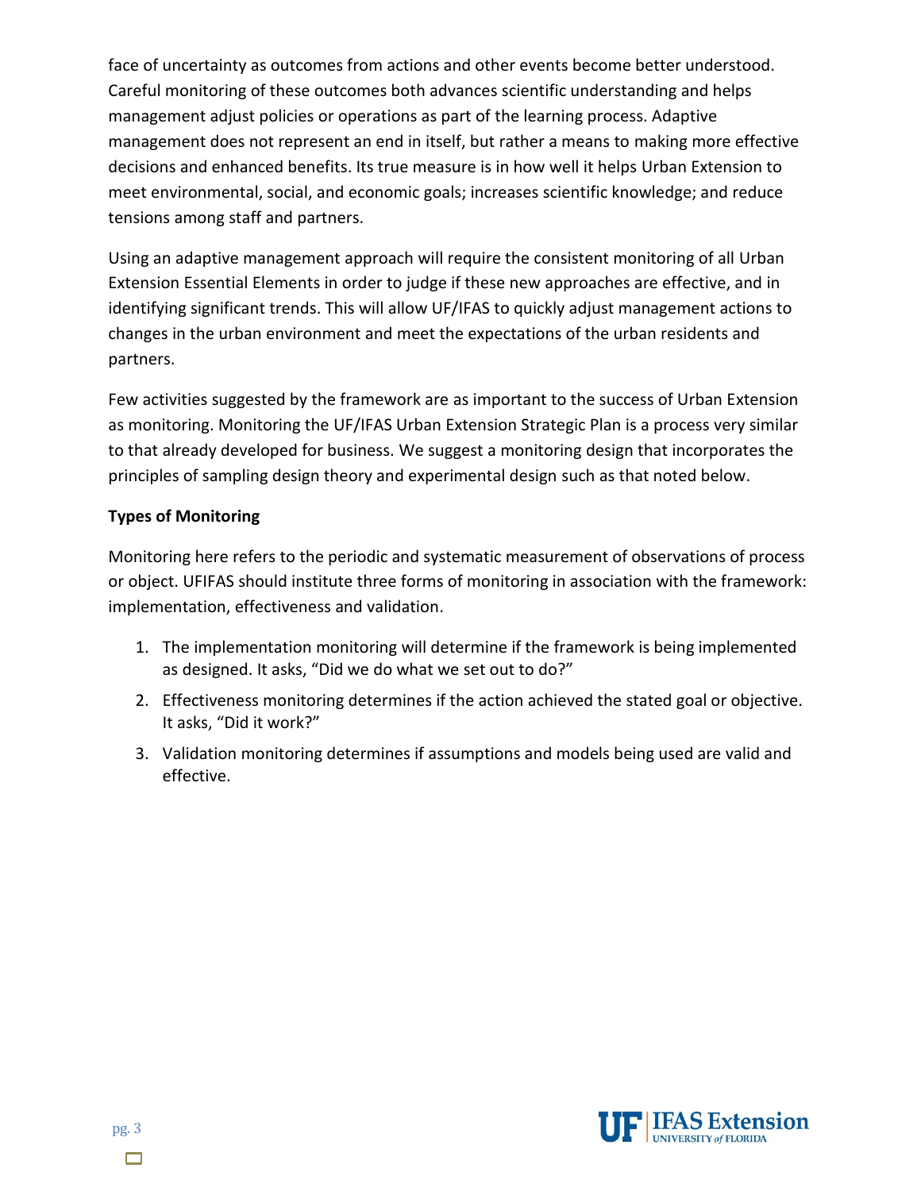face of uncertainty as outcomes from actions and other events become better understood. Careful monitoring of these outcomes both advances scientific understanding and helps management adjust policies or operations as part of the learning process. Adaptive management does not represent an end in itself, but rather a means to making more effective decisions and enhanced benefits. Its true measure is in how well it helps Urban Extension to meet environmental, social, and economic goals; increases scientific knowledge; and reduce tensions among staff and partners.

Using an adaptive management approach will require the consistent monitoring of all Urban Extension Essential Elements in order to judge if these new approaches are effective, and in identifying significant trends. This will allow UF/IFAS to quickly adjust management actions to changes in the urban environment and meet the expectations of the urban residents and partners.

Few activities suggested by the framework are as important to the success of Urban Extension as monitoring. Monitoring the UF/IFAS Urban Extension Strategic Plan is a process very similar to that already developed for business. We suggest a monitoring design that incorporates the principles of sampling design theory and experimental design such as that noted below.

**Types of Monitoring**

Monitoring here refers to the periodic and systematic measurement of observations of process or object. UFIFAS should institute three forms of monitoring in association with the framework: implementation, effectiveness and validation.

1. The implementation monitoring will determine if the framework is being implemented as designed. It asks, "Did we do what we set out to do?"
2. Effectiveness monitoring determines if the action achieved the stated goal or objective. It asks, "Did it work?"
3. Validation monitoring determines if assumptions and models being used are valid and effective.